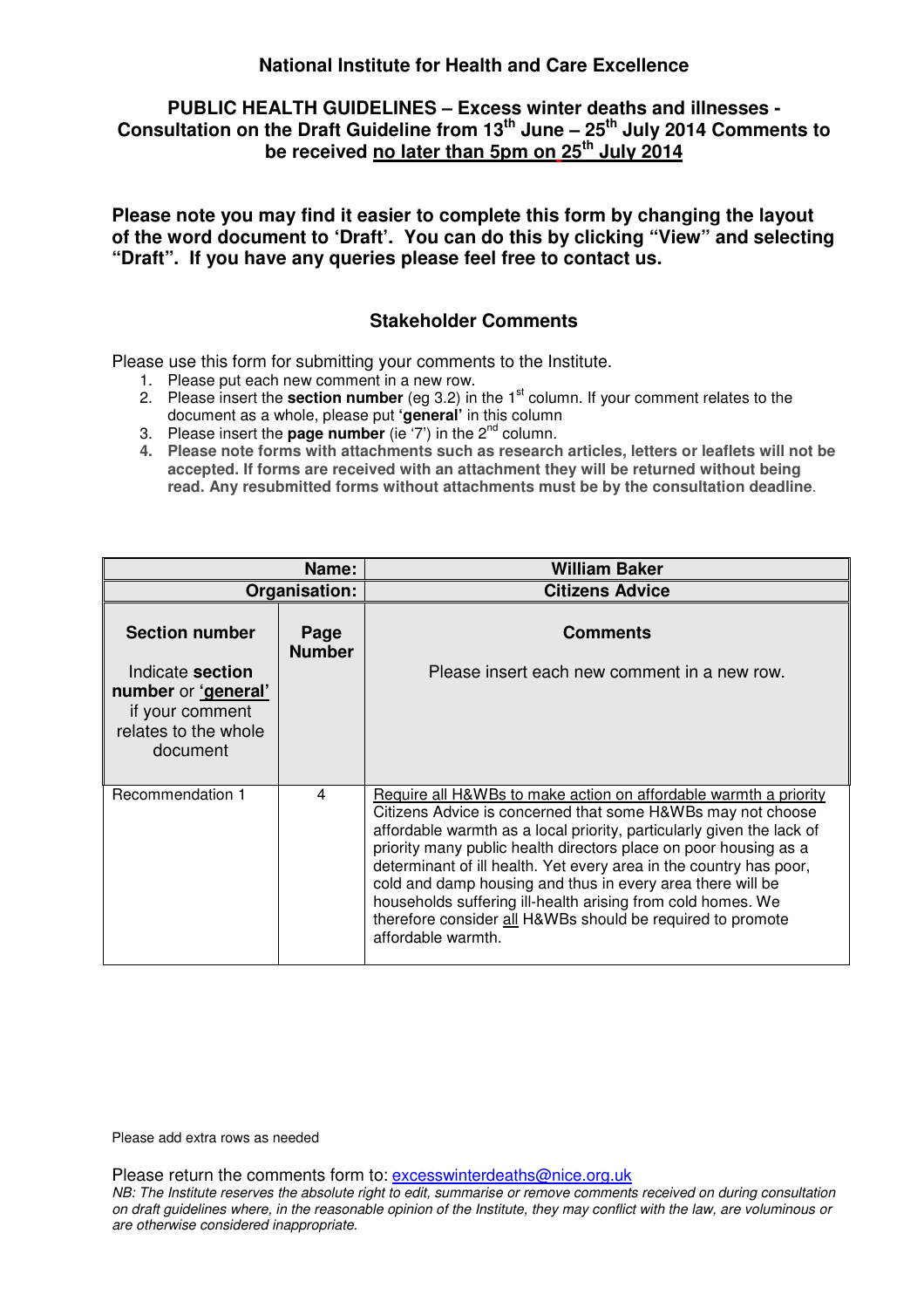**National Institute for Health and Care Excellence**

**PUBLIC HEALTH GUIDELINES – Excess winter deaths and illnesses - Consultation on the Draft Guideline from 13th June – 25th July 2014 Comments to be received no later than 5pm on 25th July 2014**

**Please note you may find it easier to complete this form by changing the layout of the word document to 'Draft'. You can do this by clicking "View" and selecting "Draft". If you have any queries please feel free to contact us.**

## Stakeholder Comments

Please use this form for submitting your comments to the Institute.

1. Please put each new comment in a new row.
2. Please insert the **section number** (eg 3.2) in the 1st column. If your comment relates to the document as a whole, please put **'general'** in this column
3. Please insert the **page number** (ie '7') in the 2nd column.
4. **Please note forms with attachments such as research articles, letters or leaflets will not be accepted. If forms are received with an attachment they will be returned without being read. Any resubmitted forms without attachments must be by the consultation deadline**.

| **Name:** | | **William Baker** |
|---|---|---|
| **Organisation:** | | **Citizens Advice** |
| **Section number**<br><br>Indicate **section number** or **'general'** if your comment relates to the whole document | **Page Number** | **Comments**<br><br>Please insert each new comment in a new row. |
| Recommendation 1 | 4 | Require all H&WBs to make action on affordable warmth a priority<br>Citizens Advice is concerned that some H&WBs may not choose affordable warmth as a local priority, particularly given the lack of priority many public health directors place on poor housing as a determinant of ill health. Yet every area in the country has poor, cold and damp housing and thus in every area there will be households suffering ill-health arising from cold homes. We therefore consider all H&WBs should be required to promote affordable warmth. |

Please add extra rows as needed

Please return the comments form to: excesswinterdeaths@nice.org.uk

*NB: The Institute reserves the absolute right to edit, summarise or remove comments received on during consultation on draft guidelines where, in the reasonable opinion of the Institute, they may conflict with the law, are voluminous or are otherwise considered inappropriate.*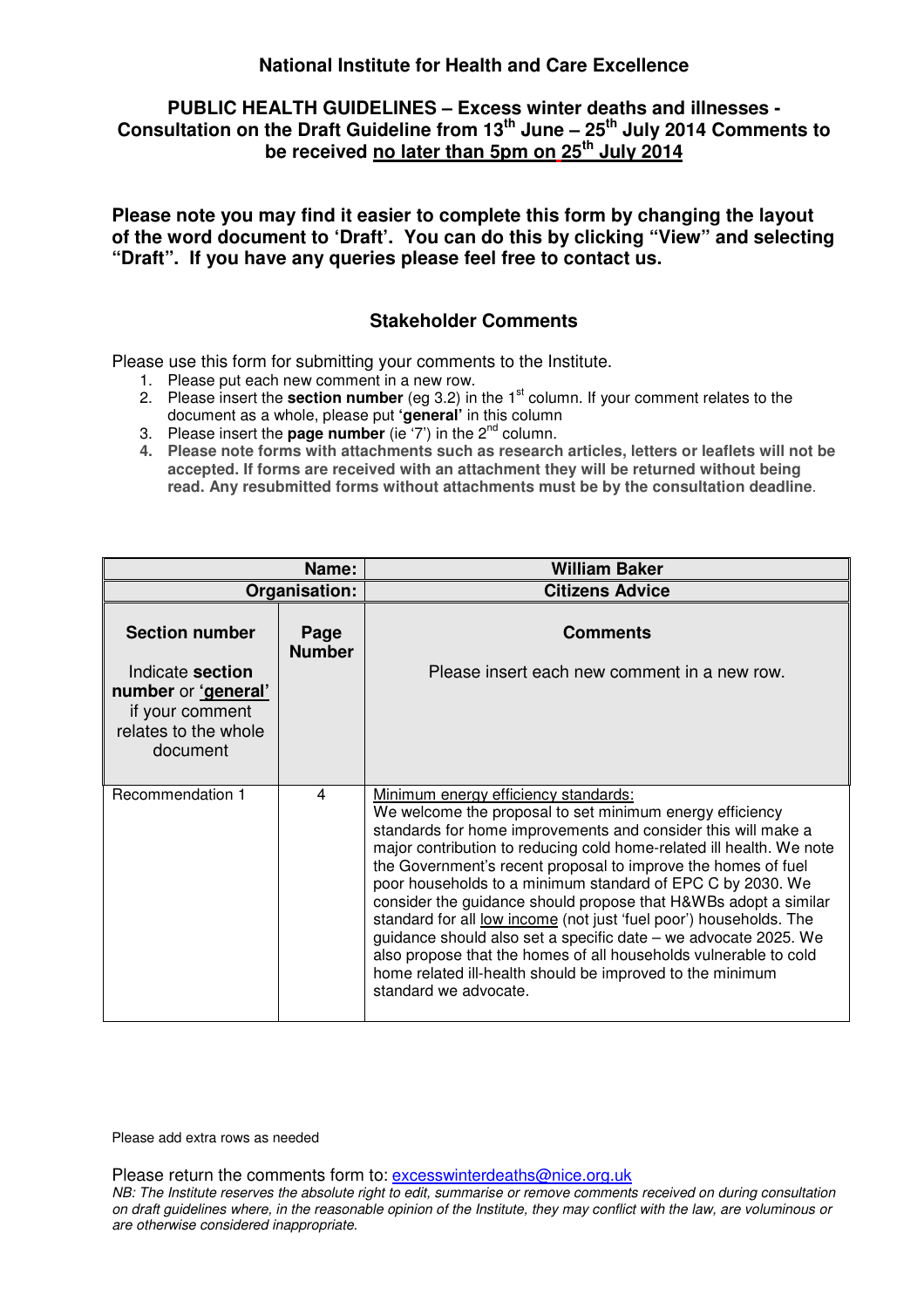**National Institute for Health and Care Excellence**

**PUBLIC HEALTH GUIDELINES – Excess winter deaths and illnesses - Consultation on the Draft Guideline from 13th June – 25th July 2014 Comments to be received no later than 5pm on 25th July 2014**

**Please note you may find it easier to complete this form by changing the layout of the word document to 'Draft'. You can do this by clicking "View" and selecting "Draft". If you have any queries please feel free to contact us.**

**Stakeholder Comments**

Please use this form for submitting your comments to the Institute.

1. Please put each new comment in a new row.
2. Please insert the **section number** (eg 3.2) in the 1st column. If your comment relates to the document as a whole, please put **'general'** in this column
3. Please insert the **page number** (ie '7') in the 2nd column.
4. **Please note forms with attachments such as research articles, letters or leaflets will not be accepted. If forms are received with an attachment they will be returned without being read. Any resubmitted forms without attachments must be by the consultation deadline**.

| **Name:** | | **William Baker** |
|---|---|---|
| **Organisation:** | | **Citizens Advice** |
| **Section number**<br><br>Indicate **section number** or **'general'** if your comment relates to the whole document | **Page Number** | **Comments**<br><br>Please insert each new comment in a new row. |
| Recommendation 1 | 4 | Minimum energy efficiency standards:<br>We welcome the proposal to set minimum energy efficiency standards for home improvements and consider this will make a major contribution to reducing cold home-related ill health. We note the Government's recent proposal to improve the homes of fuel poor households to a minimum standard of EPC C by 2030. We consider the guidance should propose that H&WBs adopt a similar standard for all low income (not just 'fuel poor') households. The guidance should also set a specific date – we advocate 2025. We also propose that the homes of all households vulnerable to cold home related ill-health should be improved to the minimum standard we advocate. |

Please add extra rows as needed

Please return the comments form to: excesswinterdeaths@nice.org.uk

*NB: The Institute reserves the absolute right to edit, summarise or remove comments received on during consultation on draft guidelines where, in the reasonable opinion of the Institute, they may conflict with the law, are voluminous or are otherwise considered inappropriate.*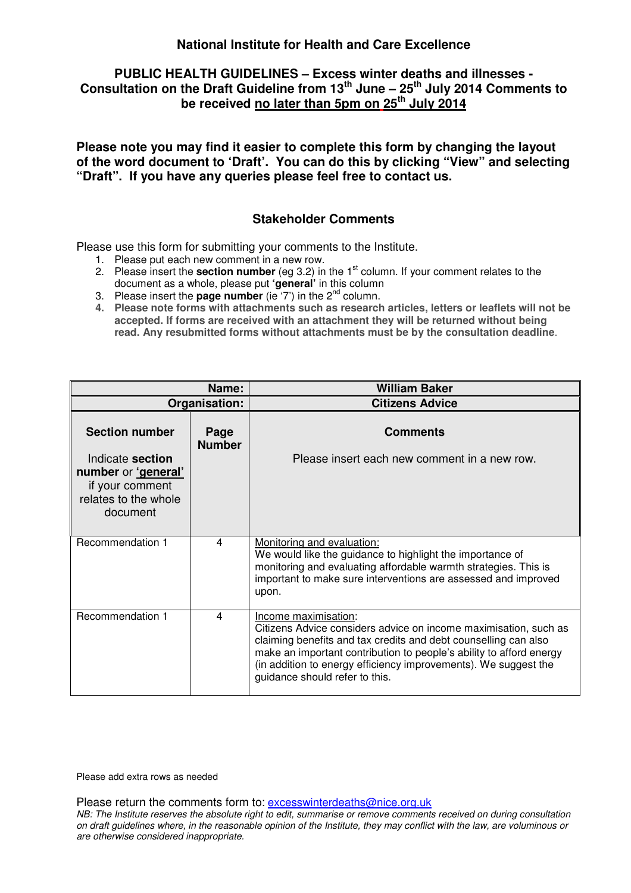**National Institute for Health and Care Excellence**

**PUBLIC HEALTH GUIDELINES – Excess winter deaths and illnesses - Consultation on the Draft Guideline from 13th June – 25th July 2014 Comments to be received no later than 5pm on 25th July 2014**

**Please note you may find it easier to complete this form by changing the layout of the word document to 'Draft'. You can do this by clicking "View" and selecting "Draft". If you have any queries please feel free to contact us.**

**Stakeholder Comments**

Please use this form for submitting your comments to the Institute.

1. Please put each new comment in a new row.
2. Please insert the **section number** (eg 3.2) in the 1st column. If your comment relates to the document as a whole, please put **'general'** in this column
3. Please insert the **page number** (ie '7') in the 2nd column.
4. **Please note forms with attachments such as research articles, letters or leaflets will not be accepted. If forms are received with an attachment they will be returned without being read. Any resubmitted forms without attachments must be by the consultation deadline.**

| | **Name:** | **William Baker** |
|---|---|---|
| | **Organisation:** | **Citizens Advice** |
| **Section number** Indicate **section number** or **'general'** if your comment relates to the whole document | **Page Number** | **Comments** Please insert each new comment in a new row. |
| Recommendation 1 | 4 | Monitoring and evaluation: We would like the guidance to highlight the importance of monitoring and evaluating affordable warmth strategies. This is important to make sure interventions are assessed and improved upon. |
| Recommendation 1 | 4 | Income maximisation: Citizens Advice considers advice on income maximisation, such as claiming benefits and tax credits and debt counselling can also make an important contribution to people's ability to afford energy (in addition to energy efficiency improvements). We suggest the guidance should refer to this. |

Please add extra rows as needed

Please return the comments form to: excesswinterdeaths@nice.org.uk

*NB: The Institute reserves the absolute right to edit, summarise or remove comments received on during consultation on draft guidelines where, in the reasonable opinion of the Institute, they may conflict with the law, are voluminous or are otherwise considered inappropriate.*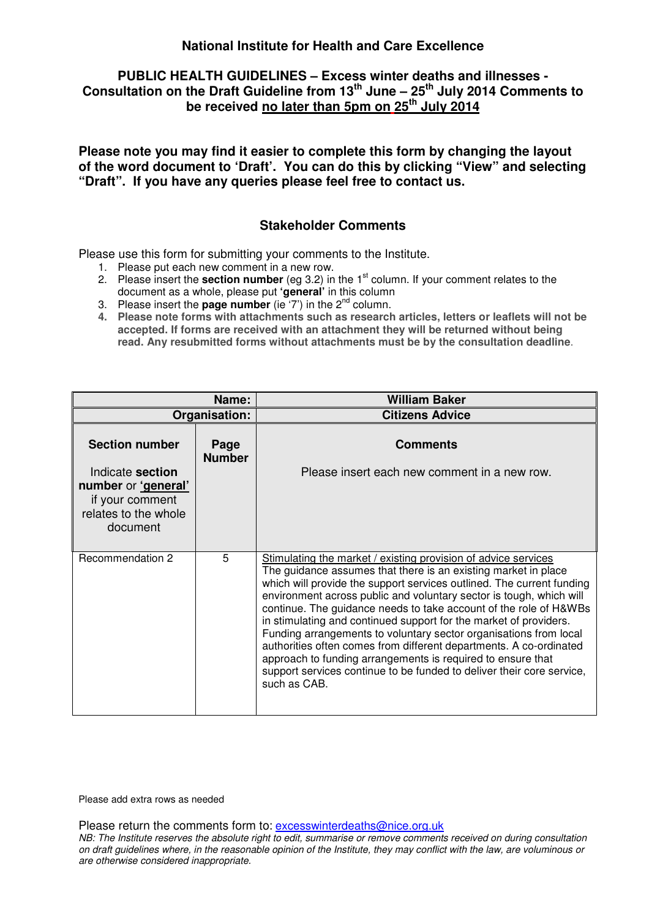**National Institute for Health and Care Excellence**

**PUBLIC HEALTH GUIDELINES – Excess winter deaths and illnesses - Consultation on the Draft Guideline from 13th June – 25th July 2014 Comments to be received no later than 5pm on 25th July 2014**

**Please note you may find it easier to complete this form by changing the layout of the word document to 'Draft'. You can do this by clicking "View" and selecting "Draft". If you have any queries please feel free to contact us.**

## Stakeholder Comments

Please use this form for submitting your comments to the Institute.

1. Please put each new comment in a new row.
2. Please insert the **section number** (eg 3.2) in the 1st column. If your comment relates to the document as a whole, please put **'general'** in this column
3. Please insert the **page number** (ie '7') in the 2nd column.
4. **Please note forms with attachments such as research articles, letters or leaflets will not be accepted. If forms are received with an attachment they will be returned without being read. Any resubmitted forms without attachments must be by the consultation deadline.**

| Name: | | William Baker |
|---|---|---|
| Organisation: | | Citizens Advice |
| **Section number** Indicate **section number** or **'general'** if your comment relates to the whole document | **Page Number** | **Comments** Please insert each new comment in a new row. |
| Recommendation 2 | 5 | Stimulating the market / existing provision of advice services The guidance assumes that there is an existing market in place which will provide the support services outlined. The current funding environment across public and voluntary sector is tough, which will continue. The guidance needs to take account of the role of H&WBs in stimulating and continued support for the market of providers. Funding arrangements to voluntary sector organisations from local authorities often comes from different departments. A co-ordinated approach to funding arrangements is required to ensure that support services continue to be funded to deliver their core service, such as CAB. |

Please add extra rows as needed

Please return the comments form to: excesswinterdeaths@nice.org.uk

*NB: The Institute reserves the absolute right to edit, summarise or remove comments received on during consultation on draft guidelines where, in the reasonable opinion of the Institute, they may conflict with the law, are voluminous or are otherwise considered inappropriate.*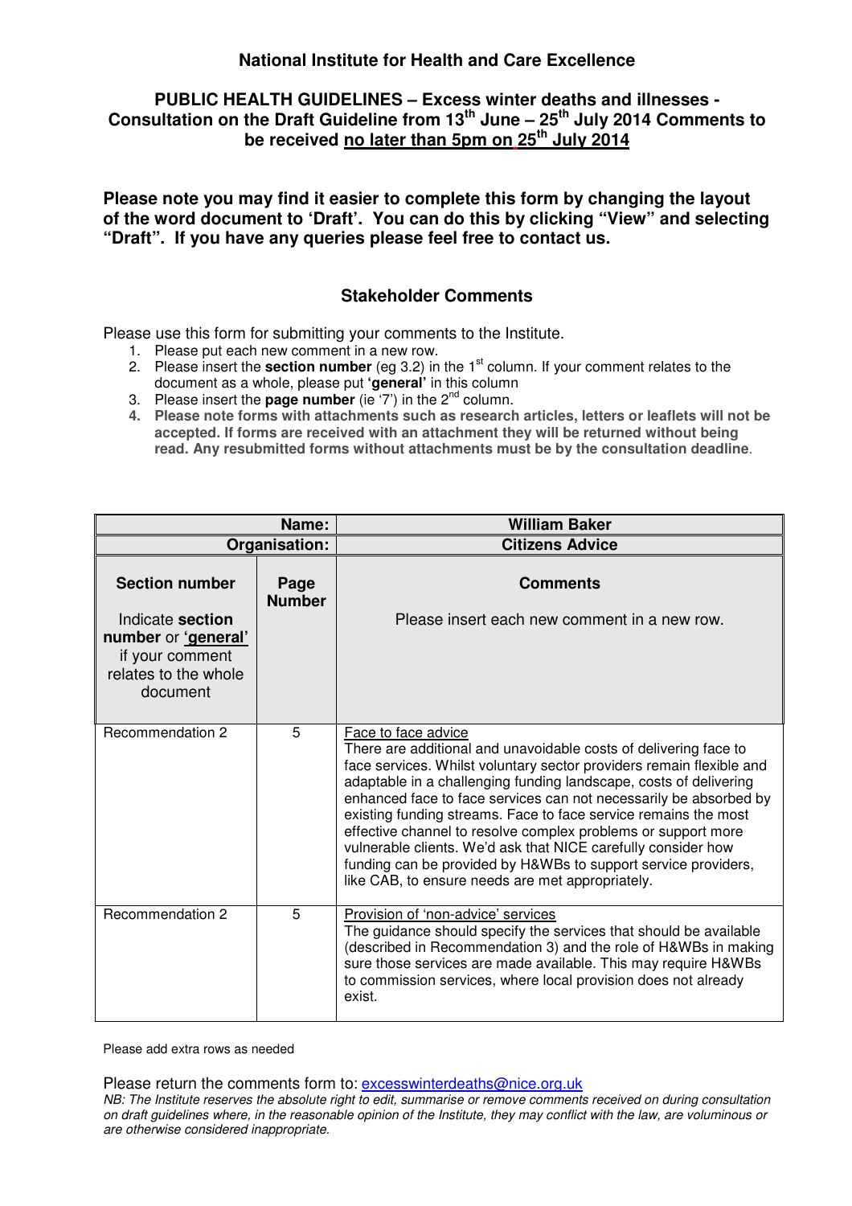**National Institute for Health and Care Excellence**

**PUBLIC HEALTH GUIDELINES – Excess winter deaths and illnesses - Consultation on the Draft Guideline from 13th June – 25th July 2014 Comments to be received no later than 5pm on 25th July 2014**

**Please note you may find it easier to complete this form by changing the layout of the word document to 'Draft'. You can do this by clicking "View" and selecting "Draft". If you have any queries please feel free to contact us.**

## Stakeholder Comments

Please use this form for submitting your comments to the Institute.

1. Please put each new comment in a new row.
2. Please insert the **section number** (eg 3.2) in the 1st column. If your comment relates to the document as a whole, please put **'general'** in this column
3. Please insert the **page number** (ie '7') in the 2nd column.
4. **Please note forms with attachments such as research articles, letters or leaflets will not be accepted. If forms are received with an attachment they will be returned without being read. Any resubmitted forms without attachments must be by the consultation deadline**.

| **Name:** | | **William Baker** |
|---|---|---|
| **Organisation:** | | **Citizens Advice** |
| **Section number** Indicate **section number** or **'general'** if your comment relates to the whole document | **Page Number** | **Comments** Please insert each new comment in a new row. |
| Recommendation 2 | 5 | Face to face advice There are additional and unavoidable costs of delivering face to face services. Whilst voluntary sector providers remain flexible and adaptable in a challenging funding landscape, costs of delivering enhanced face to face services can not necessarily be absorbed by existing funding streams. Face to face service remains the most effective channel to resolve complex problems or support more vulnerable clients. We'd ask that NICE carefully consider how funding can be provided by H&WBs to support service providers, like CAB, to ensure needs are met appropriately. |
| Recommendation 2 | 5 | Provision of 'non-advice' services The guidance should specify the services that should be available (described in Recommendation 3) and the role of H&WBs in making sure those services are made available. This may require H&WBs to commission services, where local provision does not already exist. |

Please add extra rows as needed

Please return the comments form to: excesswinterdeaths@nice.org.uk

*NB: The Institute reserves the absolute right to edit, summarise or remove comments received on during consultation on draft guidelines where, in the reasonable opinion of the Institute, they may conflict with the law, are voluminous or are otherwise considered inappropriate.*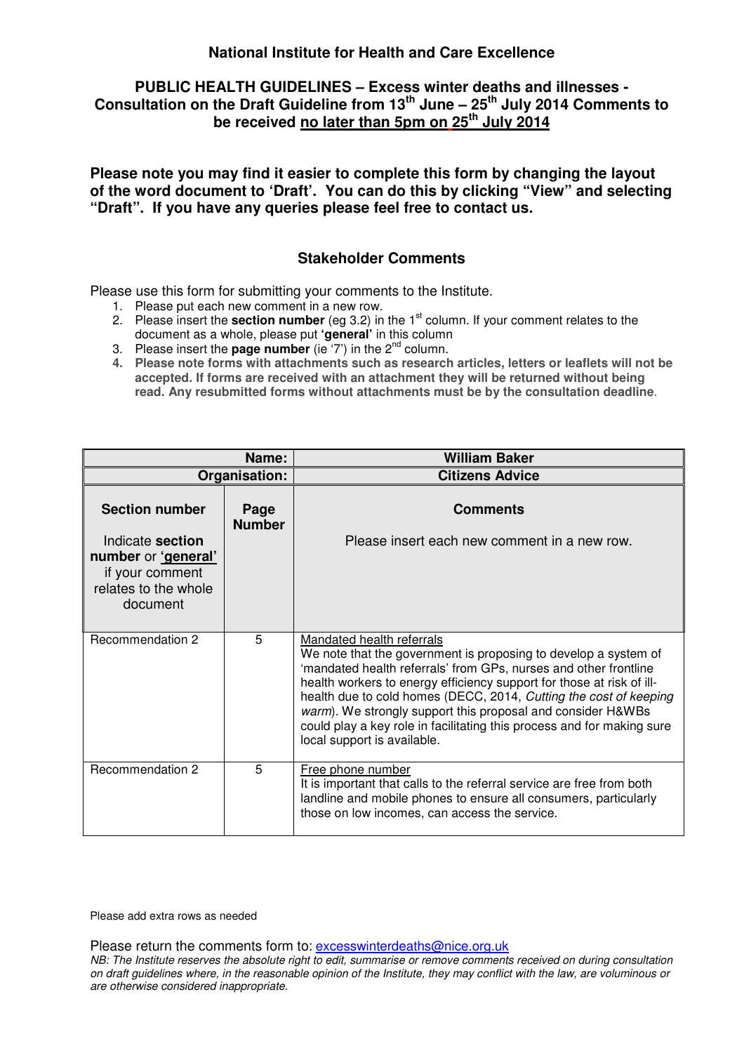**National Institute for Health and Care Excellence**

**PUBLIC HEALTH GUIDELINES – Excess winter deaths and illnesses - Consultation on the Draft Guideline from 13th June – 25th July 2014 Comments to be received no later than 5pm on 25th July 2014**

**Please note you may find it easier to complete this form by changing the layout of the word document to 'Draft'. You can do this by clicking "View" and selecting "Draft". If you have any queries please feel free to contact us.**

## Stakeholder Comments

Please use this form for submitting your comments to the Institute.

1. Please put each new comment in a new row.
2. Please insert the **section number** (eg 3.2) in the 1st column. If your comment relates to the document as a whole, please put **'general'** in this column
3. Please insert the **page number** (ie '7') in the 2nd column.
4. **Please note forms with attachments such as research articles, letters or leaflets will not be accepted. If forms are received with an attachment they will be returned without being read. Any resubmitted forms without attachments must be by the consultation deadline**.

| **Name:** | | **William Baker** |
|---|---|---|
| **Organisation:** | | **Citizens Advice** |
| **Section number**<br><br>Indicate **section number** or **'general'** if your comment relates to the whole document | **Page Number** | **Comments**<br><br>Please insert each new comment in a new row. |
| Recommendation 2 | 5 | Mandated health referrals<br>We note that the government is proposing to develop a system of 'mandated health referrals' from GPs, nurses and other frontline health workers to energy efficiency support for those at risk of ill-health due to cold homes (DECC, 2014, *Cutting the cost of keeping warm*). We strongly support this proposal and consider H&WBs could play a key role in facilitating this process and for making sure local support is available. |
| Recommendation 2 | 5 | Free phone number<br>It is important that calls to the referral service are free from both landline and mobile phones to ensure all consumers, particularly those on low incomes, can access the service. |

Please add extra rows as needed

Please return the comments form to: excesswinterdeaths@nice.org.uk

*NB: The Institute reserves the absolute right to edit, summarise or remove comments received on during consultation on draft guidelines where, in the reasonable opinion of the Institute, they may conflict with the law, are voluminous or are otherwise considered inappropriate.*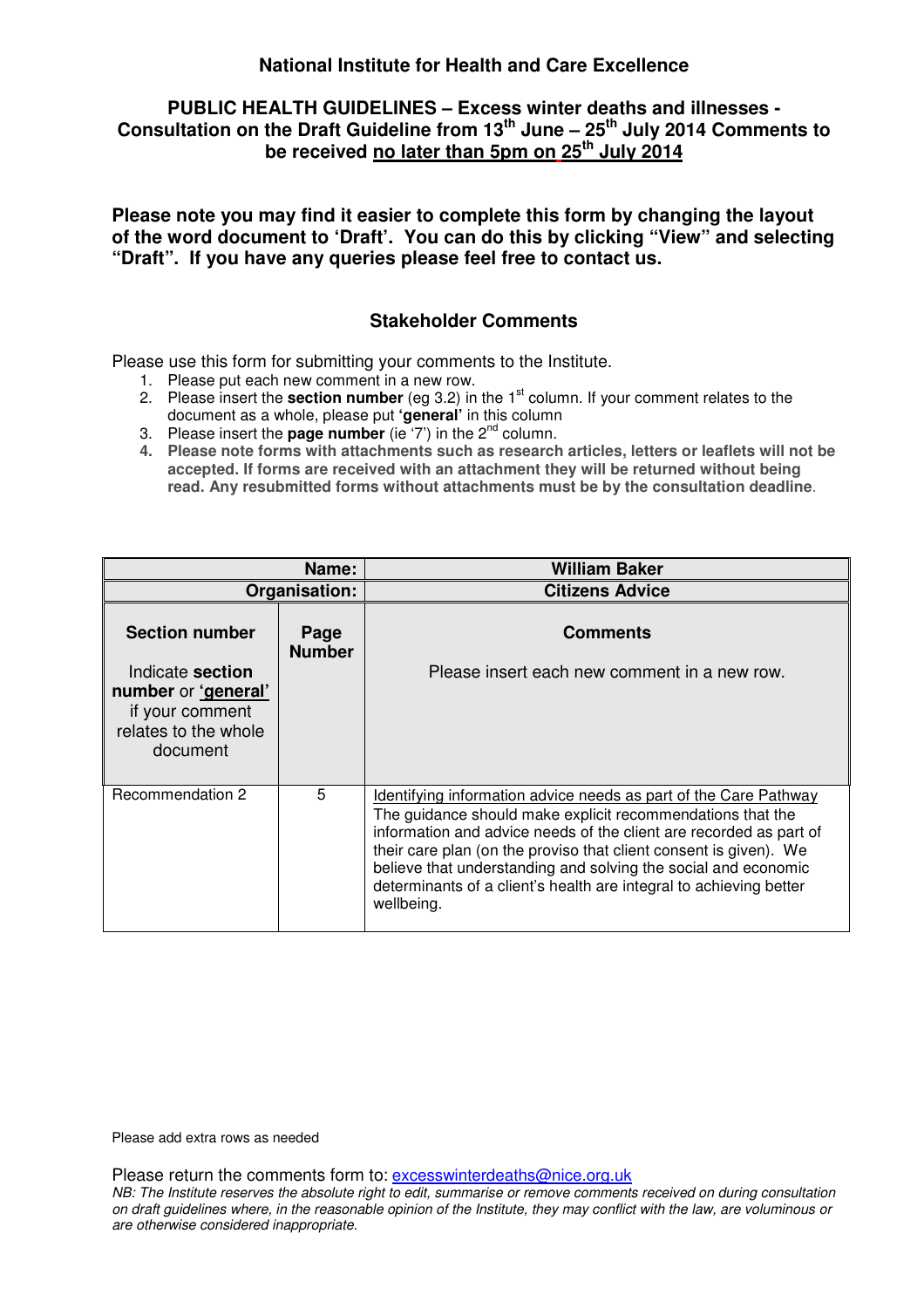**National Institute for Health and Care Excellence**

**PUBLIC HEALTH GUIDELINES – Excess winter deaths and illnesses - Consultation on the Draft Guideline from 13th June – 25th July 2014 Comments to be received no later than 5pm on 25th July 2014**

**Please note you may find it easier to complete this form by changing the layout of the word document to 'Draft'. You can do this by clicking "View" and selecting "Draft". If you have any queries please feel free to contact us.**

## Stakeholder Comments

Please use this form for submitting your comments to the Institute.

1. Please put each new comment in a new row.
2. Please insert the **section number** (eg 3.2) in the 1st column. If your comment relates to the document as a whole, please put **'general'** in this column
3. Please insert the **page number** (ie '7') in the 2nd column.
4. **Please note forms with attachments such as research articles, letters or leaflets will not be accepted. If forms are received with an attachment they will be returned without being read. Any resubmitted forms without attachments must be by the consultation deadline.**

| **Name:** | | **William Baker** |
|---|---|---|
| **Organisation:** | | **Citizens Advice** |
| **Section number** Indicate **section number** or **'general'** if your comment relates to the whole document | **Page Number** | **Comments** Please insert each new comment in a new row. |
| Recommendation 2 | 5 | Identifying information advice needs as part of the Care Pathway The guidance should make explicit recommendations that the information and advice needs of the client are recorded as part of their care plan (on the proviso that client consent is given). We believe that understanding and solving the social and economic determinants of a client's health are integral to achieving better wellbeing. |

Please add extra rows as needed

Please return the comments form to: excesswinterdeaths@nice.org.uk

*NB: The Institute reserves the absolute right to edit, summarise or remove comments received on during consultation on draft guidelines where, in the reasonable opinion of the Institute, they may conflict with the law, are voluminous or are otherwise considered inappropriate.*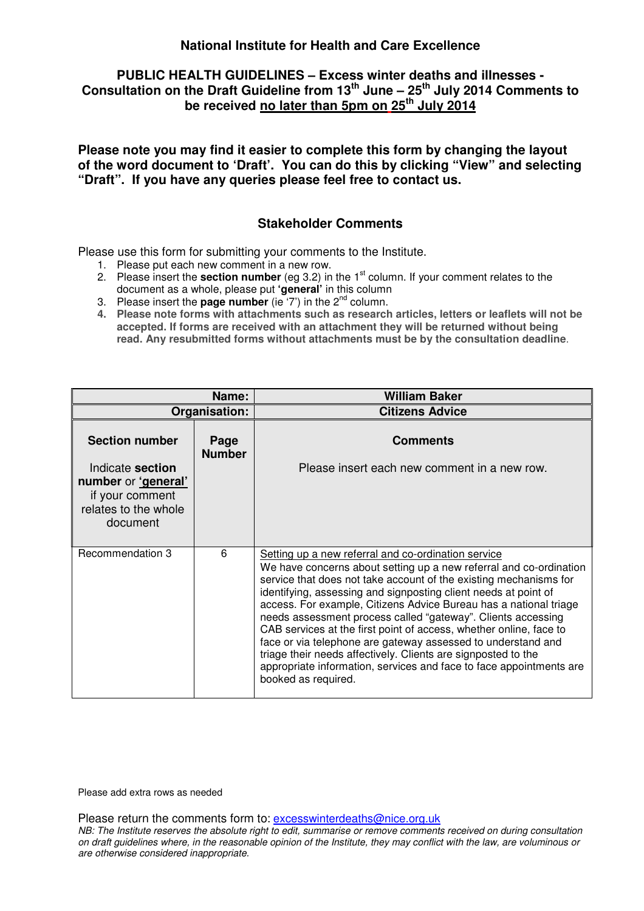**National Institute for Health and Care Excellence**

**PUBLIC HEALTH GUIDELINES – Excess winter deaths and illnesses - Consultation on the Draft Guideline from 13th June – 25th July 2014 Comments to be received no later than 5pm on 25th July 2014**

**Please note you may find it easier to complete this form by changing the layout of the word document to 'Draft'. You can do this by clicking "View" and selecting "Draft". If you have any queries please feel free to contact us.**

**Stakeholder Comments**

Please use this form for submitting your comments to the Institute.

1. Please put each new comment in a new row.
2. Please insert the **section number** (eg 3.2) in the 1st column. If your comment relates to the document as a whole, please put **'general'** in this column
3. Please insert the **page number** (ie '7') in the 2nd column.
4. **Please note forms with attachments such as research articles, letters or leaflets will not be accepted. If forms are received with an attachment they will be returned without being read. Any resubmitted forms without attachments must be by the consultation deadline.**

| **Name:** | | **William Baker** |
|---|---|---|
| **Organisation:** | | **Citizens Advice** |
| **Section number** Indicate **section number** or **'general'** if your comment relates to the whole document | **Page Number** | **Comments** Please insert each new comment in a new row. |
| Recommendation 3 | 6 | Setting up a new referral and co-ordination service We have concerns about setting up a new referral and co-ordination service that does not take account of the existing mechanisms for identifying, assessing and signposting client needs at point of access. For example, Citizens Advice Bureau has a national triage needs assessment process called "gateway". Clients accessing CAB services at the first point of access, whether online, face to face or via telephone are gateway assessed to understand and triage their needs affectively. Clients are signposted to the appropriate information, services and face to face appointments are booked as required. |

Please add extra rows as needed

Please return the comments form to: excesswinterdeaths@nice.org.uk

*NB: The Institute reserves the absolute right to edit, summarise or remove comments received on during consultation on draft guidelines where, in the reasonable opinion of the Institute, they may conflict with the law, are voluminous or are otherwise considered inappropriate.*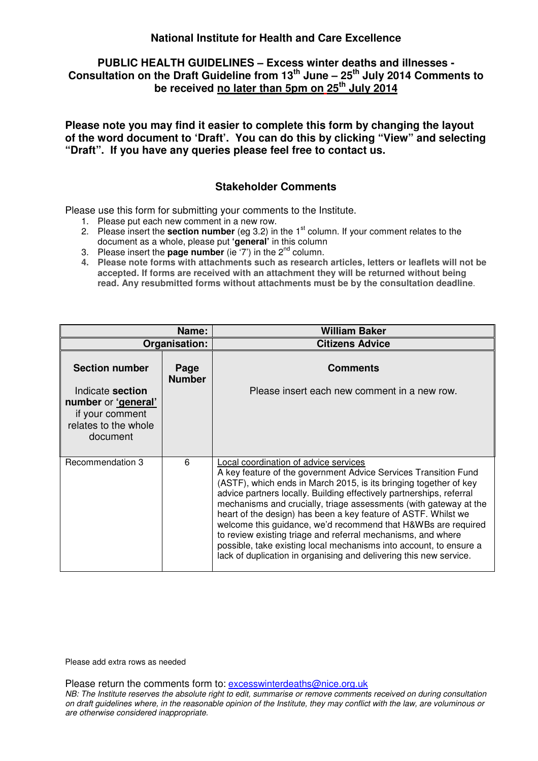**National Institute for Health and Care Excellence**

**PUBLIC HEALTH GUIDELINES – Excess winter deaths and illnesses - Consultation on the Draft Guideline from 13th June – 25th July 2014 Comments to be received no later than 5pm on 25th July 2014**

**Please note you may find it easier to complete this form by changing the layout of the word document to 'Draft'. You can do this by clicking "View" and selecting "Draft". If you have any queries please feel free to contact us.**

**Stakeholder Comments**

Please use this form for submitting your comments to the Institute.

1. Please put each new comment in a new row.
2. Please insert the **section number** (eg 3.2) in the 1st column. If your comment relates to the document as a whole, please put **'general'** in this column
3. Please insert the **page number** (ie '7') in the 2nd column.
4. **Please note forms with attachments such as research articles, letters or leaflets will not be accepted. If forms are received with an attachment they will be returned without being read. Any resubmitted forms without attachments must be by the consultation deadline**.

| **Name:** | | **William Baker** |
|---|---|---|
| **Organisation:** | | **Citizens Advice** |
| **Section number**<br><br>Indicate **section number** or **'general'** if your comment relates to the whole document | **Page Number** | **Comments**<br><br>Please insert each new comment in a new row. |
| Recommendation 3 | 6 | Local coordination of advice services<br>A key feature of the government Advice Services Transition Fund (ASTF), which ends in March 2015, is its bringing together of key advice partners locally. Building effectively partnerships, referral mechanisms and crucially, triage assessments (with gateway at the heart of the design) has been a key feature of ASTF. Whilst we welcome this guidance, we'd recommend that H&WBs are required to review existing triage and referral mechanisms, and where possible, take existing local mechanisms into account, to ensure a lack of duplication in organising and delivering this new service. |

Please add extra rows as needed

Please return the comments form to: excesswinterdeaths@nice.org.uk

*NB: The Institute reserves the absolute right to edit, summarise or remove comments received on during consultation on draft guidelines where, in the reasonable opinion of the Institute, they may conflict with the law, are voluminous or are otherwise considered inappropriate.*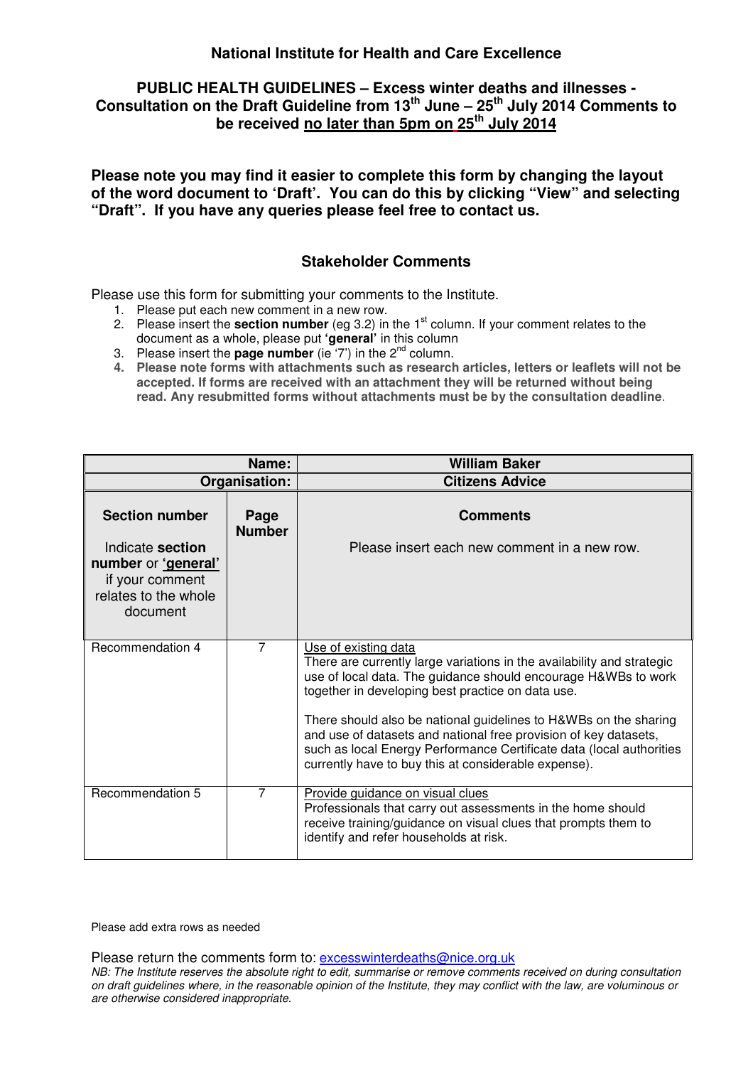**National Institute for Health and Care Excellence**

**PUBLIC HEALTH GUIDELINES – Excess winter deaths and illnesses - Consultation on the Draft Guideline from 13th June – 25th July 2014 Comments to be received no later than 5pm on 25th July 2014**

**Please note you may find it easier to complete this form by changing the layout of the word document to 'Draft'. You can do this by clicking "View" and selecting "Draft". If you have any queries please feel free to contact us.**

## Stakeholder Comments

Please use this form for submitting your comments to the Institute.

1. Please put each new comment in a new row.
2. Please insert the **section number** (eg 3.2) in the 1st column. If your comment relates to the document as a whole, please put **'general'** in this column
3. Please insert the **page number** (ie '7') in the 2nd column.
4. **Please note forms with attachments such as research articles, letters or leaflets will not be accepted. If forms are received with an attachment they will be returned without being read. Any resubmitted forms without attachments must be by the consultation deadline**.

| Name: | | William Baker |
|---|---|---|
| Organisation: | | Citizens Advice |
| **Section number** Indicate **section number** or **'general'** if your comment relates to the whole document | **Page Number** | **Comments** Please insert each new comment in a new row. |
| Recommendation 4 | 7 | Use of existing data<br>There are currently large variations in the availability and strategic use of local data. The guidance should encourage H&WBs to work together in developing best practice on data use.<br><br>There should also be national guidelines to H&WBs on the sharing and use of datasets and national free provision of key datasets, such as local Energy Performance Certificate data (local authorities currently have to buy this at considerable expense). |
| Recommendation 5 | 7 | Provide guidance on visual clues<br>Professionals that carry out assessments in the home should receive training/guidance on visual clues that prompts them to identify and refer households at risk. |

Please add extra rows as needed

Please return the comments form to: excesswinterdeaths@nice.org.uk

*NB: The Institute reserves the absolute right to edit, summarise or remove comments received on during consultation on draft guidelines where, in the reasonable opinion of the Institute, they may conflict with the law, are voluminous or are otherwise considered inappropriate.*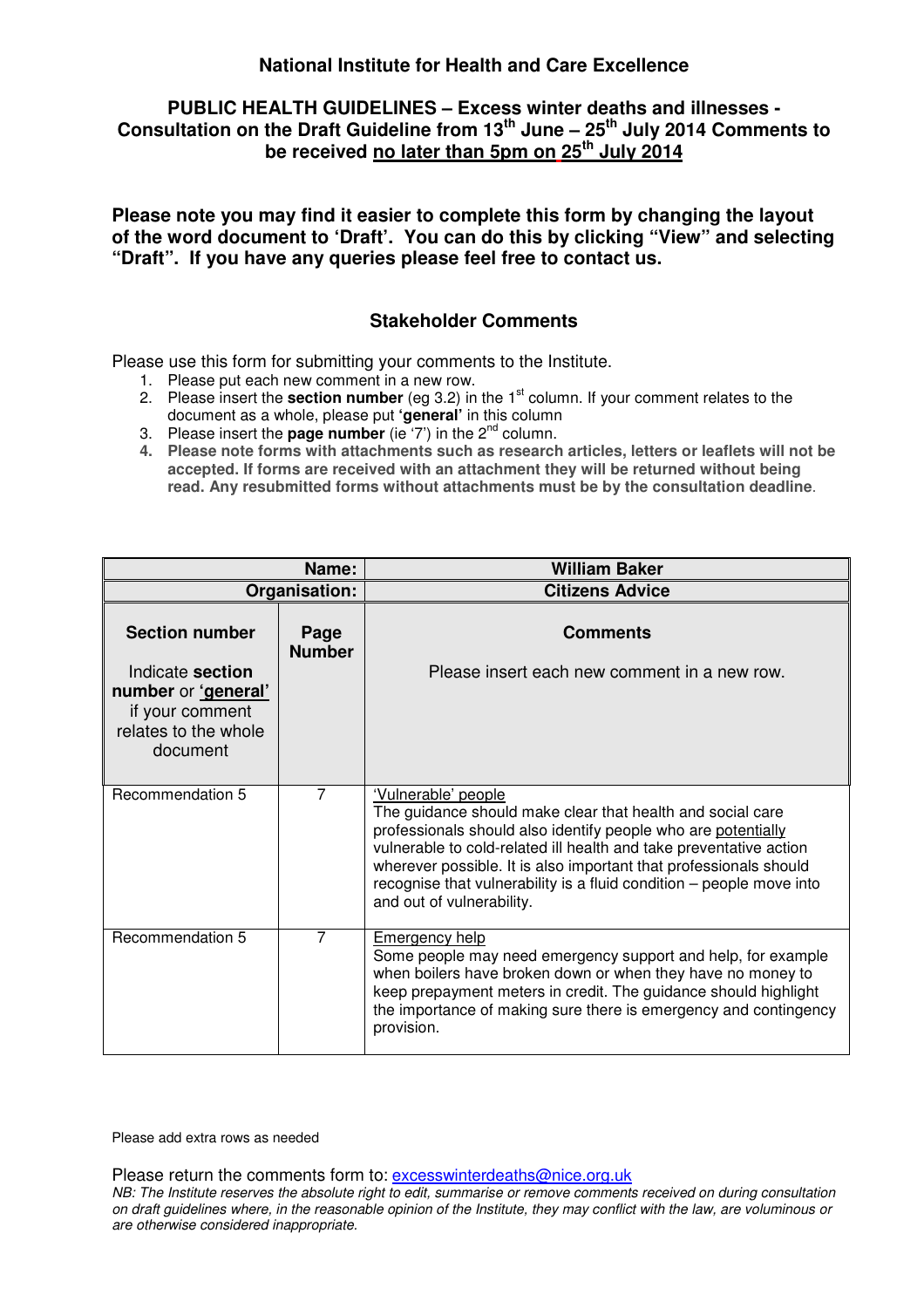**National Institute for Health and Care Excellence**

**PUBLIC HEALTH GUIDELINES – Excess winter deaths and illnesses - Consultation on the Draft Guideline from 13th June – 25th July 2014 Comments to be received no later than 5pm on 25th July 2014**

**Please note you may find it easier to complete this form by changing the layout of the word document to 'Draft'. You can do this by clicking "View" and selecting "Draft". If you have any queries please feel free to contact us.**

**Stakeholder Comments**

Please use this form for submitting your comments to the Institute.

1. Please put each new comment in a new row.
2. Please insert the **section number** (eg 3.2) in the 1st column. If your comment relates to the document as a whole, please put **'general'** in this column
3. Please insert the **page number** (ie '7') in the 2nd column.
4. **Please note forms with attachments such as research articles, letters or leaflets will not be accepted. If forms are received with an attachment they will be returned without being read. Any resubmitted forms without attachments must be by the consultation deadline**.

| **Name:** | | **William Baker** |
|---|---|---|
| **Organisation:** | | **Citizens Advice** |
| **Section number** Indicate **section number** or **'general'** if your comment relates to the whole document | **Page Number** | **Comments** Please insert each new comment in a new row. |
| Recommendation 5 | 7 | 'Vulnerable' people The guidance should make clear that health and social care professionals should also identify people who are potentially vulnerable to cold-related ill health and take preventative action wherever possible. It is also important that professionals should recognise that vulnerability is a fluid condition – people move into and out of vulnerability. |
| Recommendation 5 | 7 | Emergency help Some people may need emergency support and help, for example when boilers have broken down or when they have no money to keep prepayment meters in credit. The guidance should highlight the importance of making sure there is emergency and contingency provision. |

Please add extra rows as needed

Please return the comments form to: excesswinterdeaths@nice.org.uk

*NB: The Institute reserves the absolute right to edit, summarise or remove comments received on during consultation on draft guidelines where, in the reasonable opinion of the Institute, they may conflict with the law, are voluminous or are otherwise considered inappropriate.*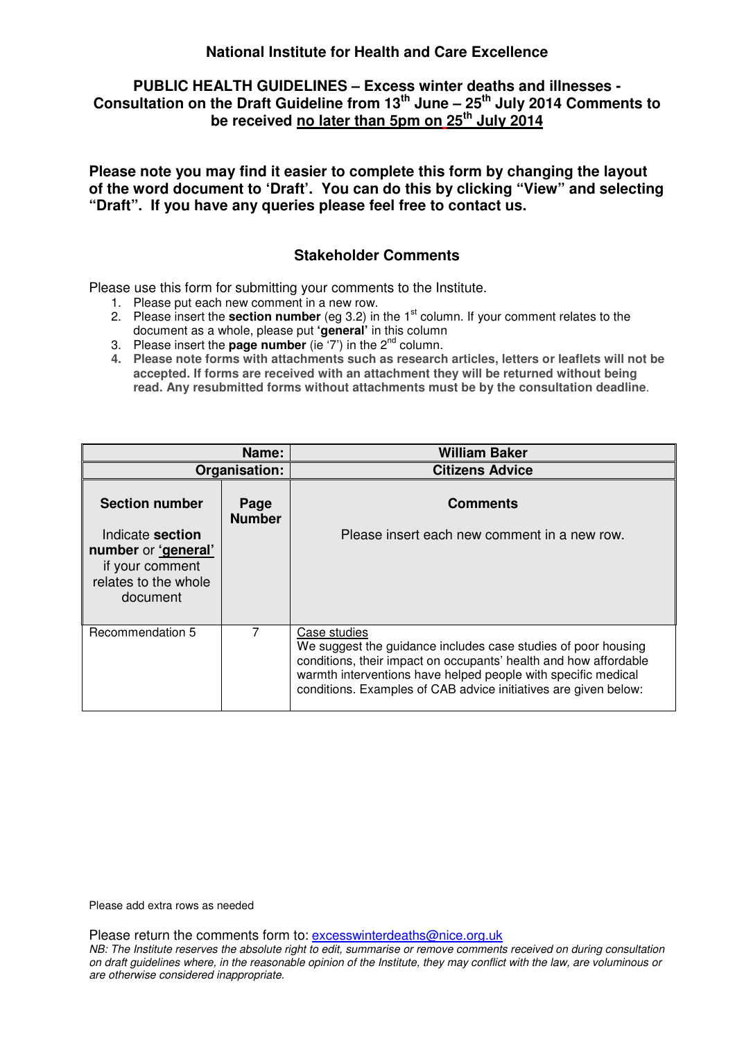**National Institute for Health and Care Excellence**

**PUBLIC HEALTH GUIDELINES – Excess winter deaths and illnesses - Consultation on the Draft Guideline from 13th June – 25th July 2014 Comments to be received no later than 5pm on 25th July 2014**

**Please note you may find it easier to complete this form by changing the layout of the word document to 'Draft'. You can do this by clicking "View" and selecting "Draft". If you have any queries please feel free to contact us.**

**Stakeholder Comments**

Please use this form for submitting your comments to the Institute.

1. Please put each new comment in a new row.
2. Please insert the **section number** (eg 3.2) in the 1st column. If your comment relates to the document as a whole, please put **'general'** in this column
3. Please insert the **page number** (ie '7') in the 2nd column.
4. **Please note forms with attachments such as research articles, letters or leaflets will not be accepted. If forms are received with an attachment they will be returned without being read. Any resubmitted forms without attachments must be by the consultation deadline**.

| **Name:** | | **William Baker** |
|---|---|---|
| **Organisation:** | | **Citizens Advice** |
| **Section number**<br><br>Indicate **section number** or **'general'** if your comment relates to the whole document | **Page Number** | **Comments**<br><br>Please insert each new comment in a new row. |
| Recommendation 5 | 7 | Case studies<br>We suggest the guidance includes case studies of poor housing conditions, their impact on occupants' health and how affordable warmth interventions have helped people with specific medical conditions. Examples of CAB advice initiatives are given below: |

Please add extra rows as needed

Please return the comments form to: excesswinterdeaths@nice.org.uk

*NB: The Institute reserves the absolute right to edit, summarise or remove comments received on during consultation on draft guidelines where, in the reasonable opinion of the Institute, they may conflict with the law, are voluminous or are otherwise considered inappropriate.*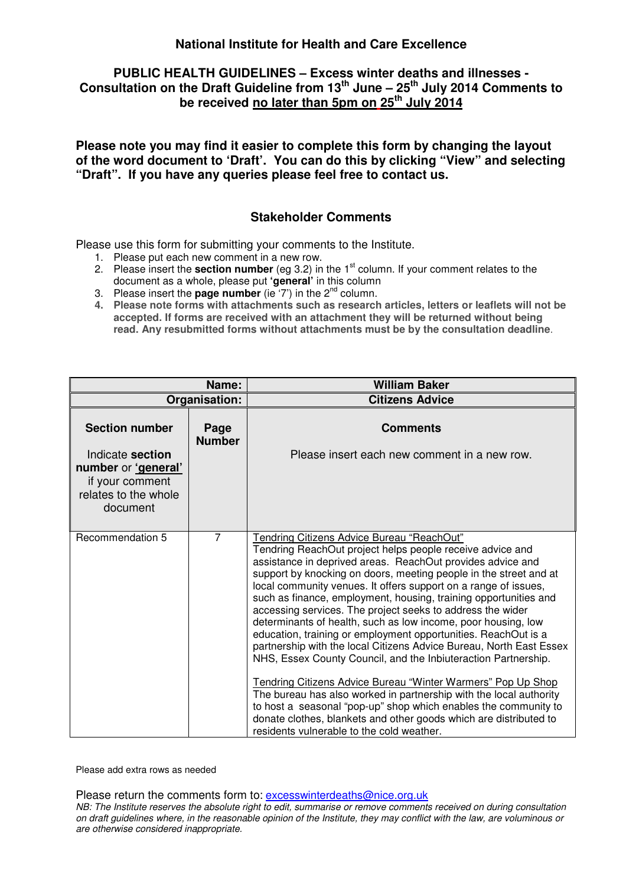**National Institute for Health and Care Excellence**

**PUBLIC HEALTH GUIDELINES – Excess winter deaths and illnesses - Consultation on the Draft Guideline from 13th June – 25th July 2014 Comments to be received no later than 5pm on 25th July 2014**

**Please note you may find it easier to complete this form by changing the layout of the word document to 'Draft'. You can do this by clicking "View" and selecting "Draft". If you have any queries please feel free to contact us.**

**Stakeholder Comments**

Please use this form for submitting your comments to the Institute.

1. Please put each new comment in a new row.
2. Please insert the **section number** (eg 3.2) in the 1st column. If your comment relates to the document as a whole, please put **'general'** in this column
3. Please insert the **page number** (ie '7') in the 2nd column.
4. **Please note forms with attachments such as research articles, letters or leaflets will not be accepted. If forms are received with an attachment they will be returned without being read. Any resubmitted forms without attachments must be by the consultation deadline**.

| **Name:** | | **William Baker** |
|---|---|---|
| **Organisation:** | | **Citizens Advice** |
| **Section number** Indicate **section number** or **'general'** if your comment relates to the whole document | **Page Number** | **Comments** Please insert each new comment in a new row. |
| Recommendation 5 | 7 | Tendring Citizens Advice Bureau "ReachOut" Tendring ReachOut project helps people receive advice and assistance in deprived areas. ReachOut provides advice and support by knocking on doors, meeting people in the street and at local community venues. It offers support on a range of issues, such as finance, employment, housing, training opportunities and accessing services. The project seeks to address the wider determinants of health, such as low income, poor housing, low education, training or employment opportunities. ReachOut is a partnership with the local Citizens Advice Bureau, North East Essex NHS, Essex County Council, and the Inbiuteraction Partnership.<br><br>Tendring Citizens Advice Bureau "Winter Warmers" Pop Up Shop The bureau has also worked in partnership with the local authority to host a seasonal "pop-up" shop which enables the community to donate clothes, blankets and other goods which are distributed to residents vulnerable to the cold weather. |

Please add extra rows as needed

Please return the comments form to: excesswinterdeaths@nice.org.uk

*NB: The Institute reserves the absolute right to edit, summarise or remove comments received on during consultation on draft guidelines where, in the reasonable opinion of the Institute, they may conflict with the law, are voluminous or are otherwise considered inappropriate.*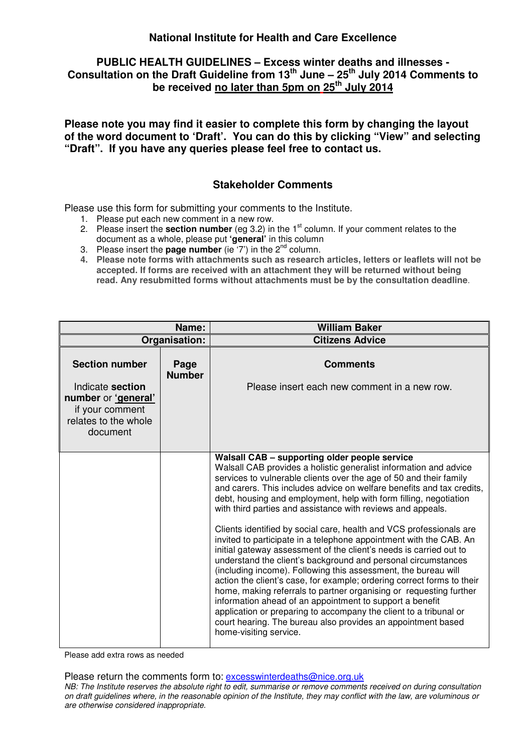**National Institute for Health and Care Excellence**

**PUBLIC HEALTH GUIDELINES – Excess winter deaths and illnesses - Consultation on the Draft Guideline from 13th June – 25th July 2014 Comments to be received no later than 5pm on 25th July 2014**

**Please note you may find it easier to complete this form by changing the layout of the word document to 'Draft'. You can do this by clicking "View" and selecting "Draft". If you have any queries please feel free to contact us.**

## Stakeholder Comments

Please use this form for submitting your comments to the Institute.

1. Please put each new comment in a new row.
2. Please insert the **section number** (eg 3.2) in the 1st column. If your comment relates to the document as a whole, please put **'general'** in this column
3. Please insert the **page number** (ie '7') in the 2nd column.
4. **Please note forms with attachments such as research articles, letters or leaflets will not be accepted. If forms are received with an attachment they will be returned without being read. Any resubmitted forms without attachments must be by the consultation deadline.**

| **Name:** | | **William Baker** |
|---|---|---|
| **Organisation:** | | **Citizens Advice** |
| **Section number** Indicate **section number** or **'general'** if your comment relates to the whole document | **Page Number** | **Comments** Please insert each new comment in a new row. |
| | | **Walsall CAB – supporting older people service** Walsall CAB provides a holistic generalist information and advice services to vulnerable clients over the age of 50 and their family and carers. This includes advice on welfare benefits and tax credits, debt, housing and employment, help with form filling, negotiation with third parties and assistance with reviews and appeals. <br><br> Clients identified by social care, health and VCS professionals are invited to participate in a telephone appointment with the CAB. An initial gateway assessment of the client's needs is carried out to understand the client's background and personal circumstances (including income). Following this assessment, the bureau will action the client's case, for example; ordering correct forms to their home, making referrals to partner organising or requesting further information ahead of an appointment to support a benefit application or preparing to accompany the client to a tribunal or court hearing. The bureau also provides an appointment based home-visiting service. |

Please add extra rows as needed

Please return the comments form to: excesswinterdeaths@nice.org.uk

*NB: The Institute reserves the absolute right to edit, summarise or remove comments received on during consultation on draft guidelines where, in the reasonable opinion of the Institute, they may conflict with the law, are voluminous or are otherwise considered inappropriate.*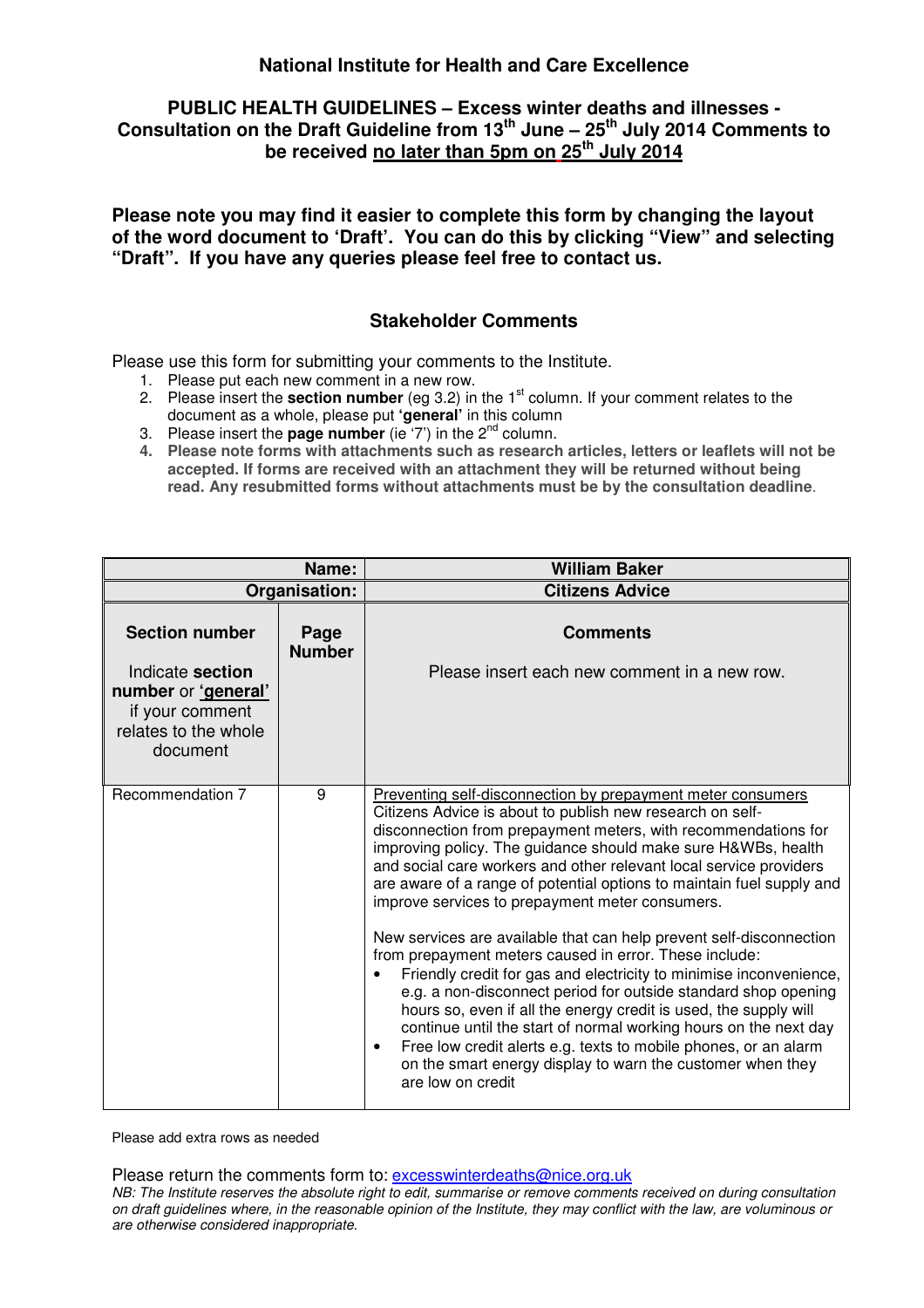## National Institute for Health and Care Excellence

### PUBLIC HEALTH GUIDELINES – Excess winter deaths and illnesses - Consultation on the Draft Guideline from 13th June – 25th July 2014 Comments to be received no later than 5pm on 25th July 2014

**Please note you may find it easier to complete this form by changing the layout of the word document to 'Draft'. You can do this by clicking "View" and selecting "Draft". If you have any queries please feel free to contact us.**

### Stakeholder Comments

Please use this form for submitting your comments to the Institute.

1. Please put each new comment in a new row.
2. Please insert the **section number** (eg 3.2) in the 1st column. If your comment relates to the document as a whole, please put **'general'** in this column
3. Please insert the **page number** (ie '7') in the 2nd column.
4. **Please note forms with attachments such as research articles, letters or leaflets will not be accepted. If forms are received with an attachment they will be returned without being read. Any resubmitted forms without attachments must be by the consultation deadline.**

| | **Name:** | **William Baker** |
|---|---|---|
| | **Organisation:** | **Citizens Advice** |
| **Section number**<br><br>Indicate **section number** or **'general'** if your comment relates to the whole document | **Page Number** | **Comments**<br><br>Please insert each new comment in a new row. |
| Recommendation 7 | 9 | Preventing self-disconnection by prepayment meter consumers<br>Citizens Advice is about to publish new research on self-disconnection from prepayment meters, with recommendations for improving policy. The guidance should make sure H&WBs, health and social care workers and other relevant local service providers are aware of a range of potential options to maintain fuel supply and improve services to prepayment meter consumers.<br><br>New services are available that can help prevent self-disconnection from prepayment meters caused in error. These include:<br>• Friendly credit for gas and electricity to minimise inconvenience, e.g. a non-disconnect period for outside standard shop opening hours so, even if all the energy credit is used, the supply will continue until the start of normal working hours on the next day<br>• Free low credit alerts e.g. texts to mobile phones, or an alarm on the smart energy display to warn the customer when they are low on credit |

Please add extra rows as needed

Please return the comments form to: excesswinterdeaths@nice.org.uk

*NB: The Institute reserves the absolute right to edit, summarise or remove comments received on during consultation on draft guidelines where, in the reasonable opinion of the Institute, they may conflict with the law, are voluminous or are otherwise considered inappropriate.*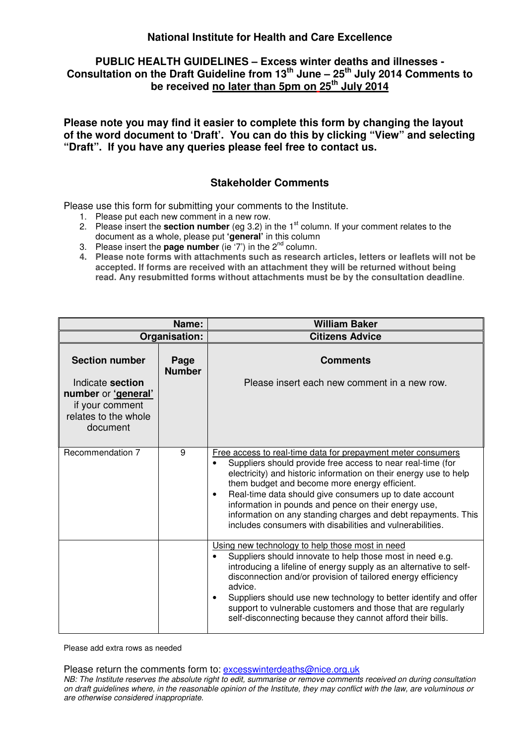**National Institute for Health and Care Excellence**

**PUBLIC HEALTH GUIDELINES – Excess winter deaths and illnesses - Consultation on the Draft Guideline from 13th June – 25th July 2014 Comments to be received no later than 5pm on 25th July 2014**

**Please note you may find it easier to complete this form by changing the layout of the word document to 'Draft'. You can do this by clicking "View" and selecting "Draft". If you have any queries please feel free to contact us.**

## Stakeholder Comments

Please use this form for submitting your comments to the Institute.

1. Please put each new comment in a new row.
2. Please insert the **section number** (eg 3.2) in the 1st column. If your comment relates to the document as a whole, please put **'general'** in this column
3. Please insert the **page number** (ie '7') in the 2nd column.
4. **Please note forms with attachments such as research articles, letters or leaflets will not be accepted. If forms are received with an attachment they will be returned without being read. Any resubmitted forms without attachments must be by the consultation deadline.**

| | Name: | William Baker |
|---|---|---|
| | Organisation: | Citizens Advice |
| **Section number**<br><br>Indicate **section number** or **'general'** if your comment relates to the whole document | **Page Number** | **Comments**<br><br>Please insert each new comment in a new row. |
| Recommendation 7 | 9 | Free access to real-time data for prepayment meter consumers<br>• Suppliers should provide free access to near real-time (for electricity) and historic information on their energy use to help them budget and become more energy efficient.<br>• Real-time data should give consumers up to date account information in pounds and pence on their energy use, information on any standing charges and debt repayments. This includes consumers with disabilities and vulnerabilities. |
| | | Using new technology to help those most in need<br>• Suppliers should innovate to help those most in need e.g. introducing a lifeline of energy supply as an alternative to self-disconnection and/or provision of tailored energy efficiency advice.<br>• Suppliers should use new technology to better identify and offer support to vulnerable customers and those that are regularly self-disconnecting because they cannot afford their bills. |

Please add extra rows as needed

Please return the comments form to: excesswinterdeaths@nice.org.uk

*NB: The Institute reserves the absolute right to edit, summarise or remove comments received on during consultation on draft guidelines where, in the reasonable opinion of the Institute, they may conflict with the law, are voluminous or are otherwise considered inappropriate.*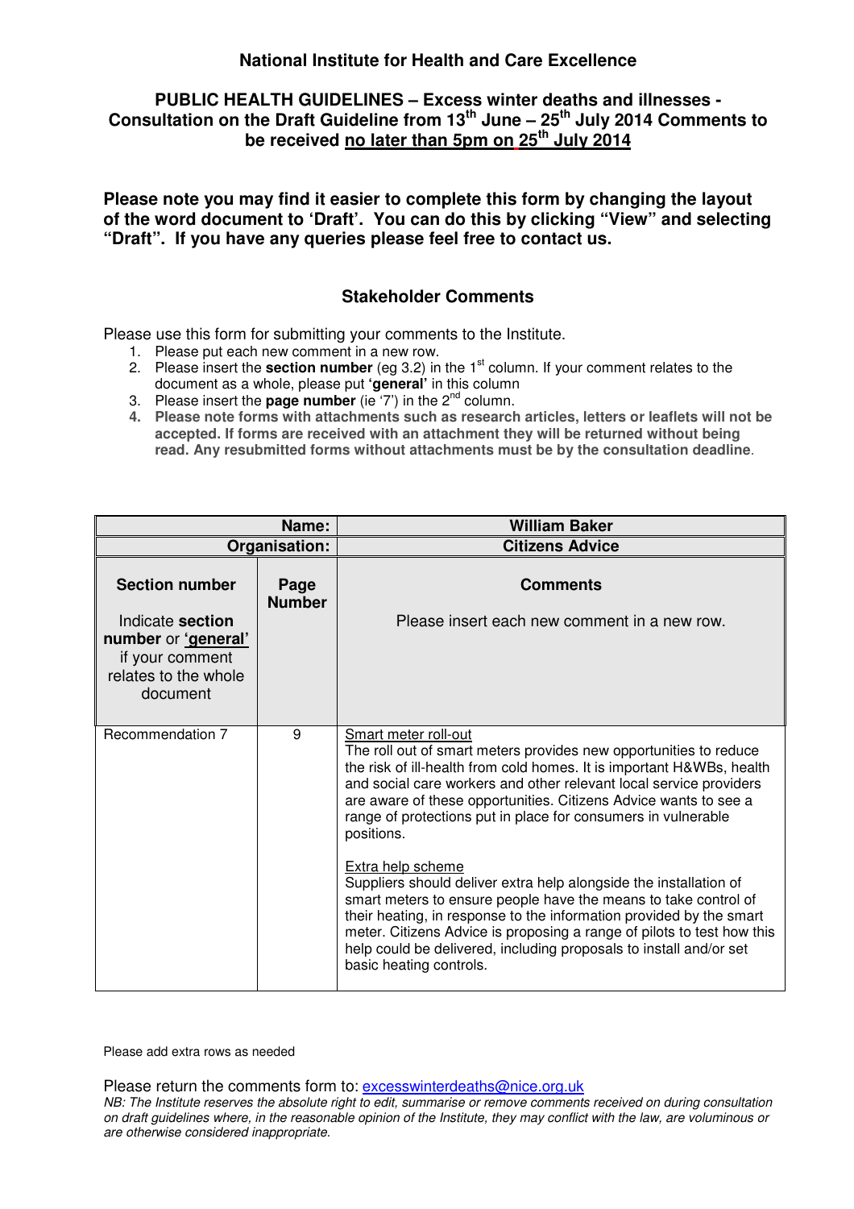**National Institute for Health and Care Excellence**

**PUBLIC HEALTH GUIDELINES – Excess winter deaths and illnesses - Consultation on the Draft Guideline from 13th June – 25th July 2014 Comments to be received no later than 5pm on 25th July 2014**

**Please note you may find it easier to complete this form by changing the layout of the word document to 'Draft'. You can do this by clicking "View" and selecting "Draft". If you have any queries please feel free to contact us.**

**Stakeholder Comments**

Please use this form for submitting your comments to the Institute.

1. Please put each new comment in a new row.
2. Please insert the **section number** (eg 3.2) in the 1st column. If your comment relates to the document as a whole, please put **'general'** in this column
3. Please insert the **page number** (ie '7') in the 2nd column.
4. **Please note forms with attachments such as research articles, letters or leaflets will not be accepted. If forms are received with an attachment they will be returned without being read. Any resubmitted forms without attachments must be by the consultation deadline**.

| **Name:** | | **William Baker** |
|---|---|---|
| **Organisation:** | | **Citizens Advice** |
| **Section number** Indicate **section number** or **'general'** if your comment relates to the whole document | **Page Number** | **Comments** Please insert each new comment in a new row. |
| Recommendation 7 | 9 | Smart meter roll-out<br>The roll out of smart meters provides new opportunities to reduce the risk of ill-health from cold homes. It is important H&WBs, health and social care workers and other relevant local service providers are aware of these opportunities. Citizens Advice wants to see a range of protections put in place for consumers in vulnerable positions.<br><br>Extra help scheme<br>Suppliers should deliver extra help alongside the installation of smart meters to ensure people have the means to take control of their heating, in response to the information provided by the smart meter. Citizens Advice is proposing a range of pilots to test how this help could be delivered, including proposals to install and/or set basic heating controls. |

Please add extra rows as needed

Please return the comments form to: excesswinterdeaths@nice.org.uk

*NB: The Institute reserves the absolute right to edit, summarise or remove comments received on during consultation on draft guidelines where, in the reasonable opinion of the Institute, they may conflict with the law, are voluminous or are otherwise considered inappropriate.*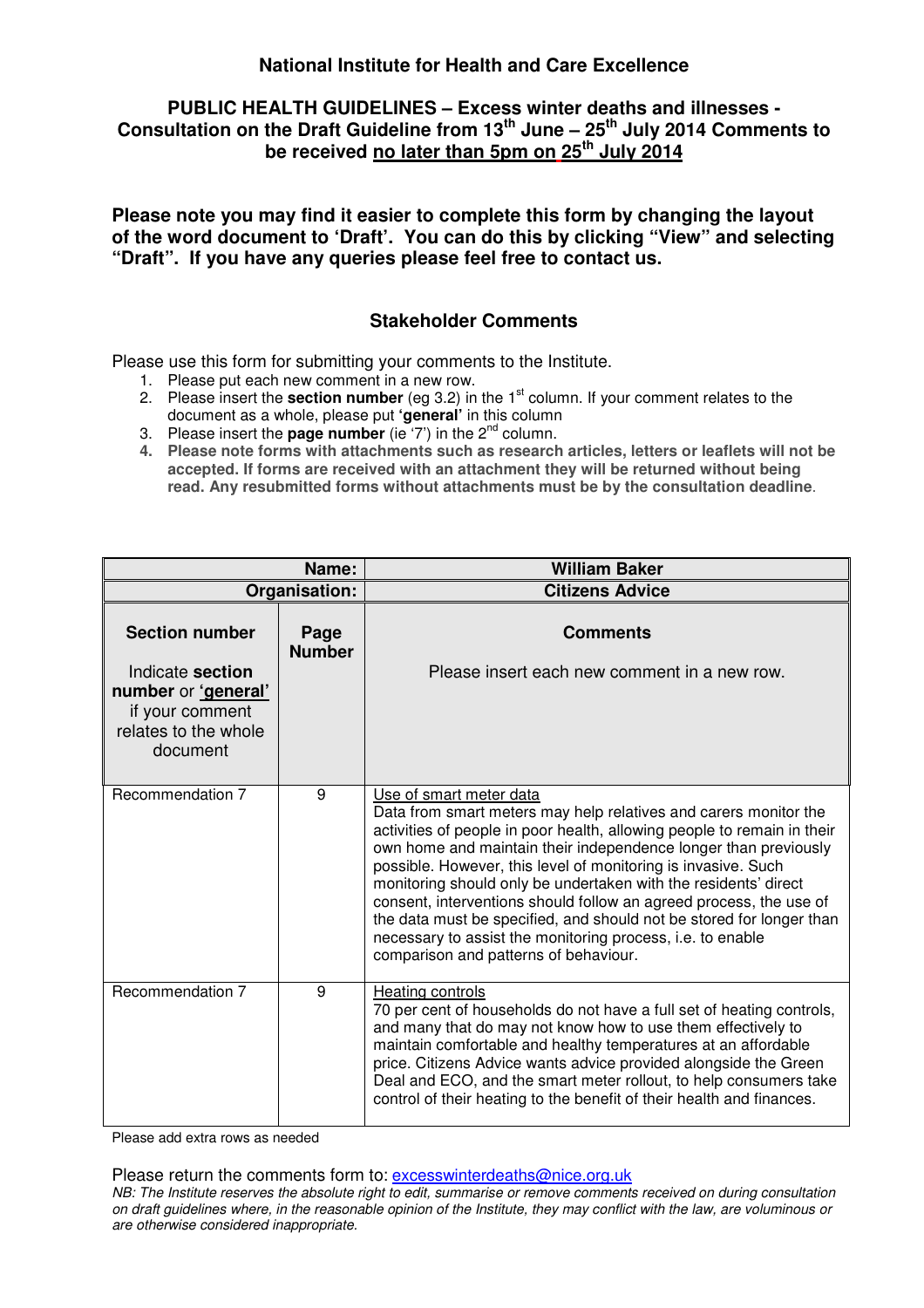**National Institute for Health and Care Excellence**

**PUBLIC HEALTH GUIDELINES – Excess winter deaths and illnesses - Consultation on the Draft Guideline from 13th June – 25th July 2014 Comments to be received no later than 5pm on 25th July 2014**

**Please note you may find it easier to complete this form by changing the layout of the word document to 'Draft'. You can do this by clicking "View" and selecting "Draft". If you have any queries please feel free to contact us.**

**Stakeholder Comments**

Please use this form for submitting your comments to the Institute.

1. Please put each new comment in a new row.
2. Please insert the **section number** (eg 3.2) in the 1st column. If your comment relates to the document as a whole, please put **'general'** in this column
3. Please insert the **page number** (ie '7') in the 2nd column.
4. **Please note forms with attachments such as research articles, letters or leaflets will not be accepted. If forms are received with an attachment they will be returned without being read. Any resubmitted forms without attachments must be by the consultation deadline**.

| **Name:** | | **William Baker** |
|---|---|---|
| **Organisation:** | | **Citizens Advice** |
| **Section number**<br><br>Indicate **section number** or **'general'** if your comment relates to the whole document | **Page Number** | **Comments**<br><br>Please insert each new comment in a new row. |
| Recommendation 7 | 9 | Use of smart meter data<br>Data from smart meters may help relatives and carers monitor the activities of people in poor health, allowing people to remain in their own home and maintain their independence longer than previously possible. However, this level of monitoring is invasive. Such monitoring should only be undertaken with the residents' direct consent, interventions should follow an agreed process, the use of the data must be specified, and should not be stored for longer than necessary to assist the monitoring process, i.e. to enable comparison and patterns of behaviour. |
| Recommendation 7 | 9 | Heating controls<br>70 per cent of households do not have a full set of heating controls, and many that do may not know how to use them effectively to maintain comfortable and healthy temperatures at an affordable price. Citizens Advice wants advice provided alongside the Green Deal and ECO, and the smart meter rollout, to help consumers take control of their heating to the benefit of their health and finances. |

Please add extra rows as needed

Please return the comments form to: excesswinterdeaths@nice.org.uk

*NB: The Institute reserves the absolute right to edit, summarise or remove comments received on during consultation on draft guidelines where, in the reasonable opinion of the Institute, they may conflict with the law, are voluminous or are otherwise considered inappropriate.*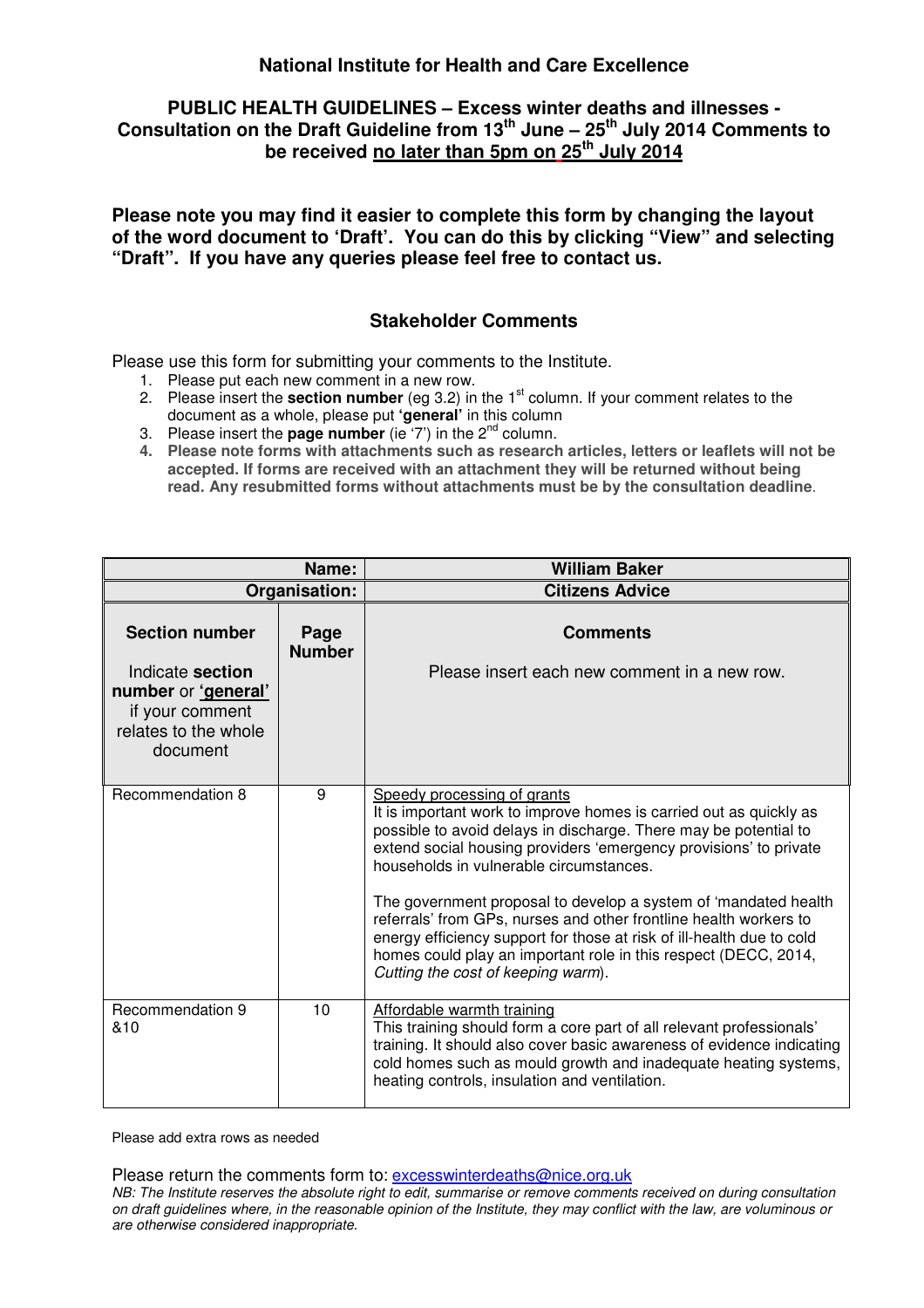**National Institute for Health and Care Excellence**

**PUBLIC HEALTH GUIDELINES – Excess winter deaths and illnesses - Consultation on the Draft Guideline from 13th June – 25th July 2014 Comments to be received no later than 5pm on 25th July 2014**

**Please note you may find it easier to complete this form by changing the layout of the word document to 'Draft'. You can do this by clicking "View" and selecting "Draft". If you have any queries please feel free to contact us.**

**Stakeholder Comments**

Please use this form for submitting your comments to the Institute.

1. Please put each new comment in a new row.
2. Please insert the **section number** (eg 3.2) in the 1st column. If your comment relates to the document as a whole, please put **'general'** in this column
3. Please insert the **page number** (ie '7') in the 2nd column.
4. **Please note forms with attachments such as research articles, letters or leaflets will not be accepted. If forms are received with an attachment they will be returned without being read. Any resubmitted forms without attachments must be by the consultation deadline**.

| | Name: | William Baker |
|---|---|---|
| | Organisation: | Citizens Advice |
| **Section number**<br><br>Indicate **section number** or **'general'** if your comment relates to the whole document | **Page Number** | **Comments**<br><br>Please insert each new comment in a new row. |
| Recommendation 8 | 9 | Speedy processing of grants<br>It is important work to improve homes is carried out as quickly as possible to avoid delays in discharge. There may be potential to extend social housing providers 'emergency provisions' to private households in vulnerable circumstances.<br><br>The government proposal to develop a system of 'mandated health referrals' from GPs, nurses and other frontline health workers to energy efficiency support for those at risk of ill-health due to cold homes could play an important role in this respect (DECC, 2014, *Cutting the cost of keeping warm*). |
| Recommendation 9 &10 | 10 | Affordable warmth training<br>This training should form a core part of all relevant professionals' training. It should also cover basic awareness of evidence indicating cold homes such as mould growth and inadequate heating systems, heating controls, insulation and ventilation. |

Please add extra rows as needed

Please return the comments form to: excesswinterdeaths@nice.org.uk

*NB: The Institute reserves the absolute right to edit, summarise or remove comments received on during consultation on draft guidelines where, in the reasonable opinion of the Institute, they may conflict with the law, are voluminous or are otherwise considered inappropriate.*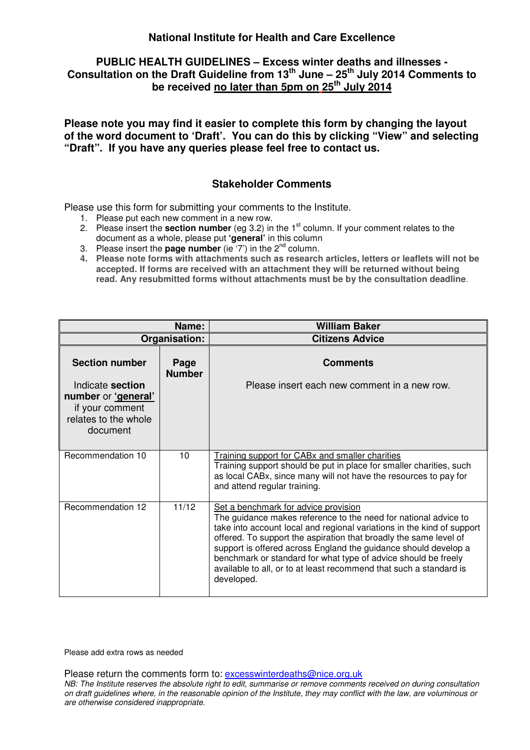**National Institute for Health and Care Excellence**

**PUBLIC HEALTH GUIDELINES – Excess winter deaths and illnesses - Consultation on the Draft Guideline from 13th June – 25th July 2014 Comments to be received no later than 5pm on 25th July 2014**

**Please note you may find it easier to complete this form by changing the layout of the word document to 'Draft'. You can do this by clicking "View" and selecting "Draft". If you have any queries please feel free to contact us.**

**Stakeholder Comments**

Please use this form for submitting your comments to the Institute.

1. Please put each new comment in a new row.
2. Please insert the **section number** (eg 3.2) in the 1st column. If your comment relates to the document as a whole, please put **'general'** in this column
3. Please insert the **page number** (ie '7') in the 2nd column.
4. **Please note forms with attachments such as research articles, letters or leaflets will not be accepted. If forms are received with an attachment they will be returned without being read. Any resubmitted forms without attachments must be by the consultation deadline**.

| | | |
|---|---|---|
| **Name:** | | **William Baker** |
| **Organisation:** | | **Citizens Advice** |
| **Section number**<br><br>Indicate **section number** or **'general'** if your comment relates to the whole document | **Page Number** | **Comments**<br><br>Please insert each new comment in a new row. |
| Recommendation 10 | 10 | Training support for CABx and smaller charities<br>Training support should be put in place for smaller charities, such as local CABx, since many will not have the resources to pay for and attend regular training. |
| Recommendation 12 | 11/12 | Set a benchmark for advice provision<br>The guidance makes reference to the need for national advice to take into account local and regional variations in the kind of support offered. To support the aspiration that broadly the same level of support is offered across England the guidance should develop a benchmark or standard for what type of advice should be freely available to all, or to at least recommend that such a standard is developed. |

Please add extra rows as needed

Please return the comments form to: excesswinterdeaths@nice.org.uk

*NB: The Institute reserves the absolute right to edit, summarise or remove comments received on during consultation on draft guidelines where, in the reasonable opinion of the Institute, they may conflict with the law, are voluminous or are otherwise considered inappropriate.*